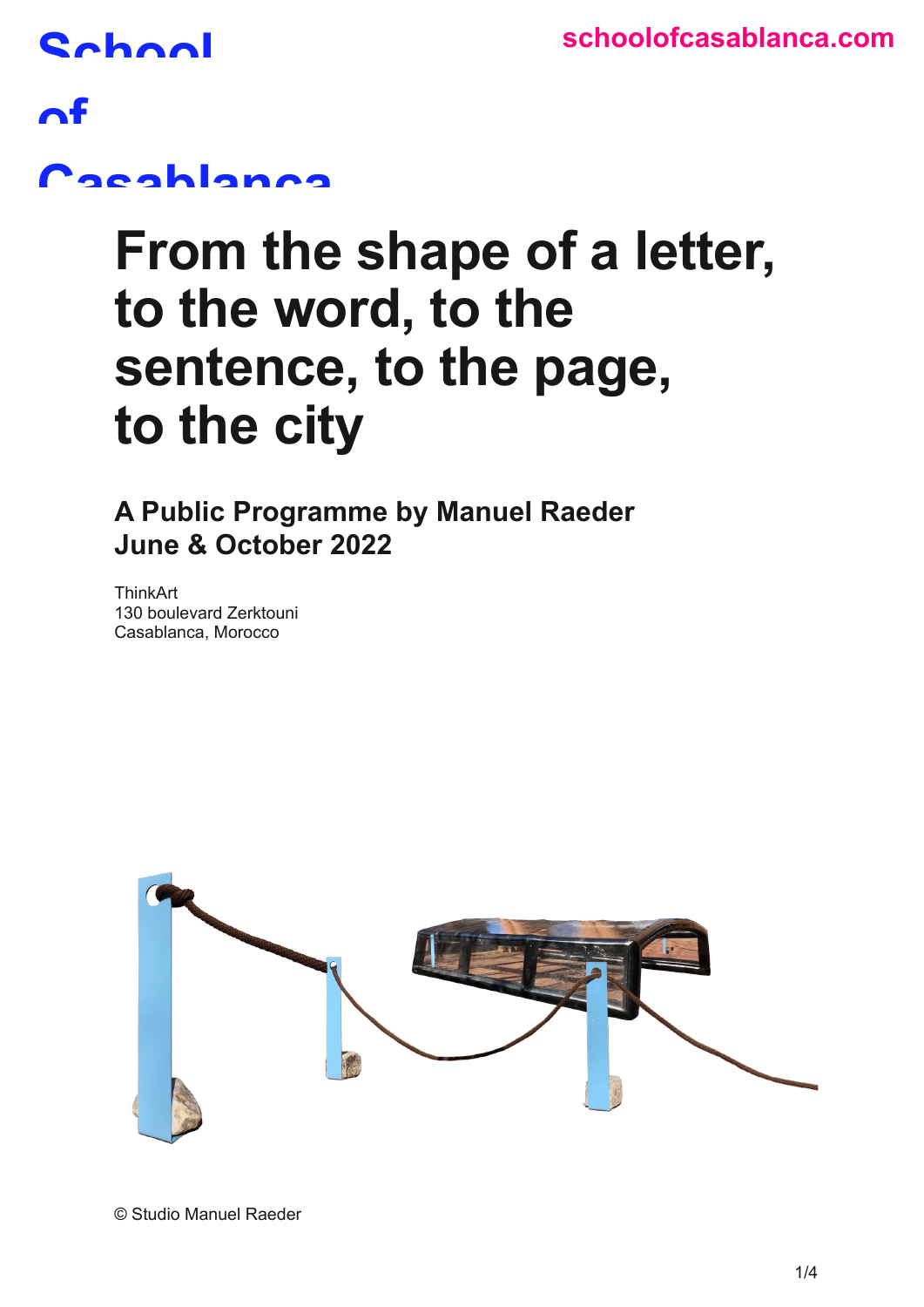School of Casablanca

schoolofcasablanca.com

# From the shape of a letter, to the word, to the sentence, to the page, to the city

## A Public Programme by Manuel Raeder
## June & October 2022

ThinkArt
130 boulevard Zerktouni
Casablanca, Morocco

© Studio Manuel Raeder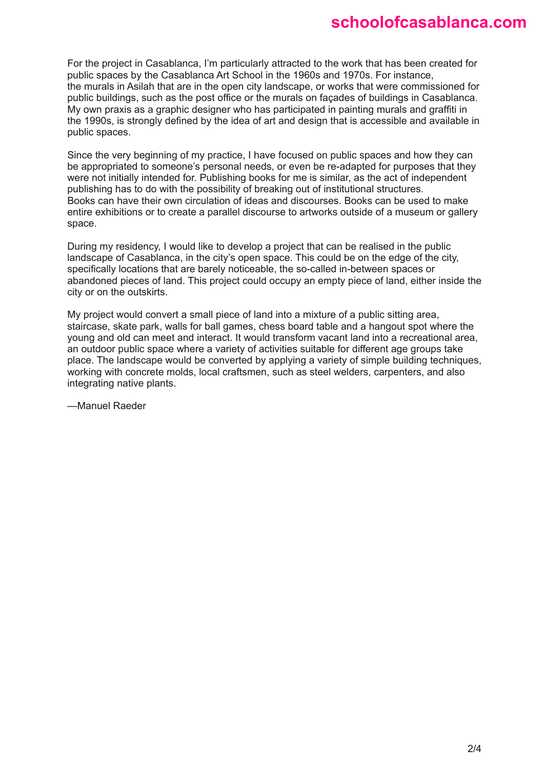For the project in Casablanca, I'm particularly attracted to the work that has been created for public spaces by the Casablanca Art School in the 1960s and 1970s. For instance, the murals in Asilah that are in the open city landscape, or works that were commissioned for public buildings, such as the post office or the murals on façades of buildings in Casablanca. My own praxis as a graphic designer who has participated in painting murals and graffiti in the 1990s, is strongly defined by the idea of art and design that is accessible and available in public spaces.

Since the very beginning of my practice, I have focused on public spaces and how they can be appropriated to someone's personal needs, or even be re-adapted for purposes that they were not initially intended for. Publishing books for me is similar, as the act of independent publishing has to do with the possibility of breaking out of institutional structures. Books can have their own circulation of ideas and discourses. Books can be used to make entire exhibitions or to create a parallel discourse to artworks outside of a museum or gallery space.

During my residency, I would like to develop a project that can be realised in the public landscape of Casablanca, in the city's open space. This could be on the edge of the city, specifically locations that are barely noticeable, the so-called in-between spaces or abandoned pieces of land. This project could occupy an empty piece of land, either inside the city or on the outskirts.

My project would convert a small piece of land into a mixture of a public sitting area, staircase, skate park, walls for ball games, chess board table and a hangout spot where the young and old can meet and interact. It would transform vacant land into a recreational area, an outdoor public space where a variety of activities suitable for different age groups take place. The landscape would be converted by applying a variety of simple building techniques, working with concrete molds, local craftsmen, such as steel welders, carpenters, and also integrating native plants.

—Manuel Raeder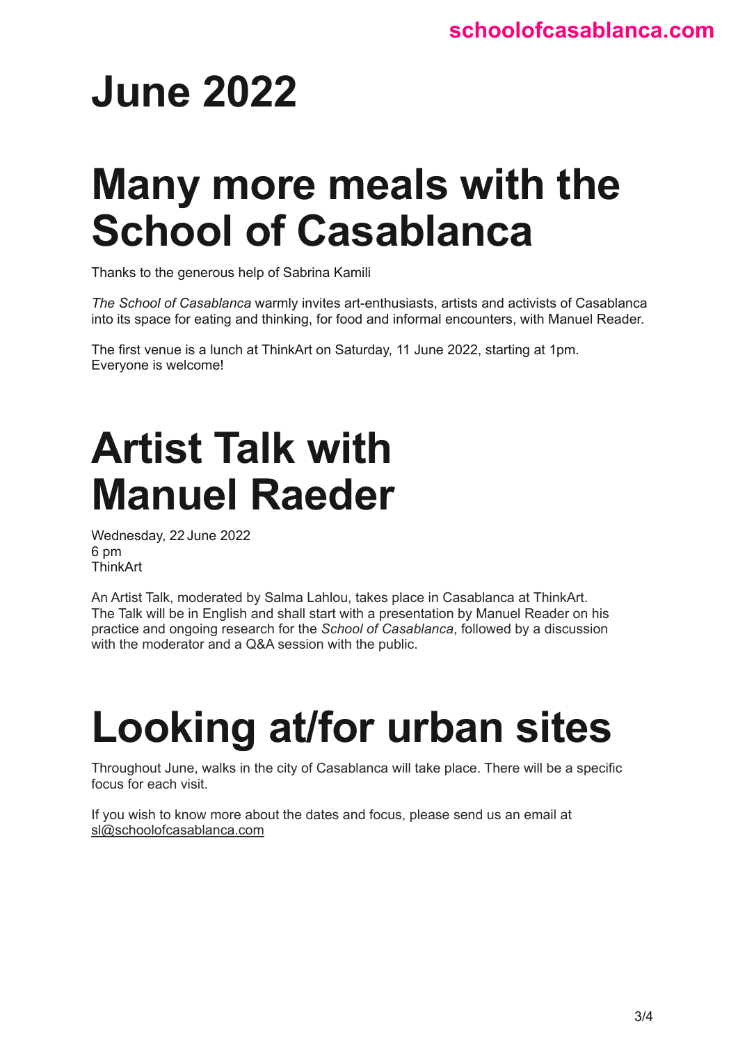# June 2022

# Many more meals with the School of Casablanca

Thanks to the generous help of Sabrina Kamili

*The School of Casablanca* warmly invites art-enthusiasts, artists and activists of Casablanca into its space for eating and thinking, for food and informal encounters, with Manuel Reader.

The first venue is a lunch at ThinkArt on Saturday, 11 June 2022, starting at 1pm.
Everyone is welcome!

# Artist Talk with Manuel Raeder

Wednesday, 22 June 2022
6 pm
ThinkArt

An Artist Talk, moderated by Salma Lahlou, takes place in Casablanca at ThinkArt. The Talk will be in English and shall start with a presentation by Manuel Reader on his practice and ongoing research for the *School of Casablanca*, followed by a discussion with the moderator and a Q&A session with the public.

# Looking at/for urban sites

Throughout June, walks in the city of Casablanca will take place. There will be a specific focus for each visit.

If you wish to know more about the dates and focus, please send us an email at sl@schoolofcasablanca.com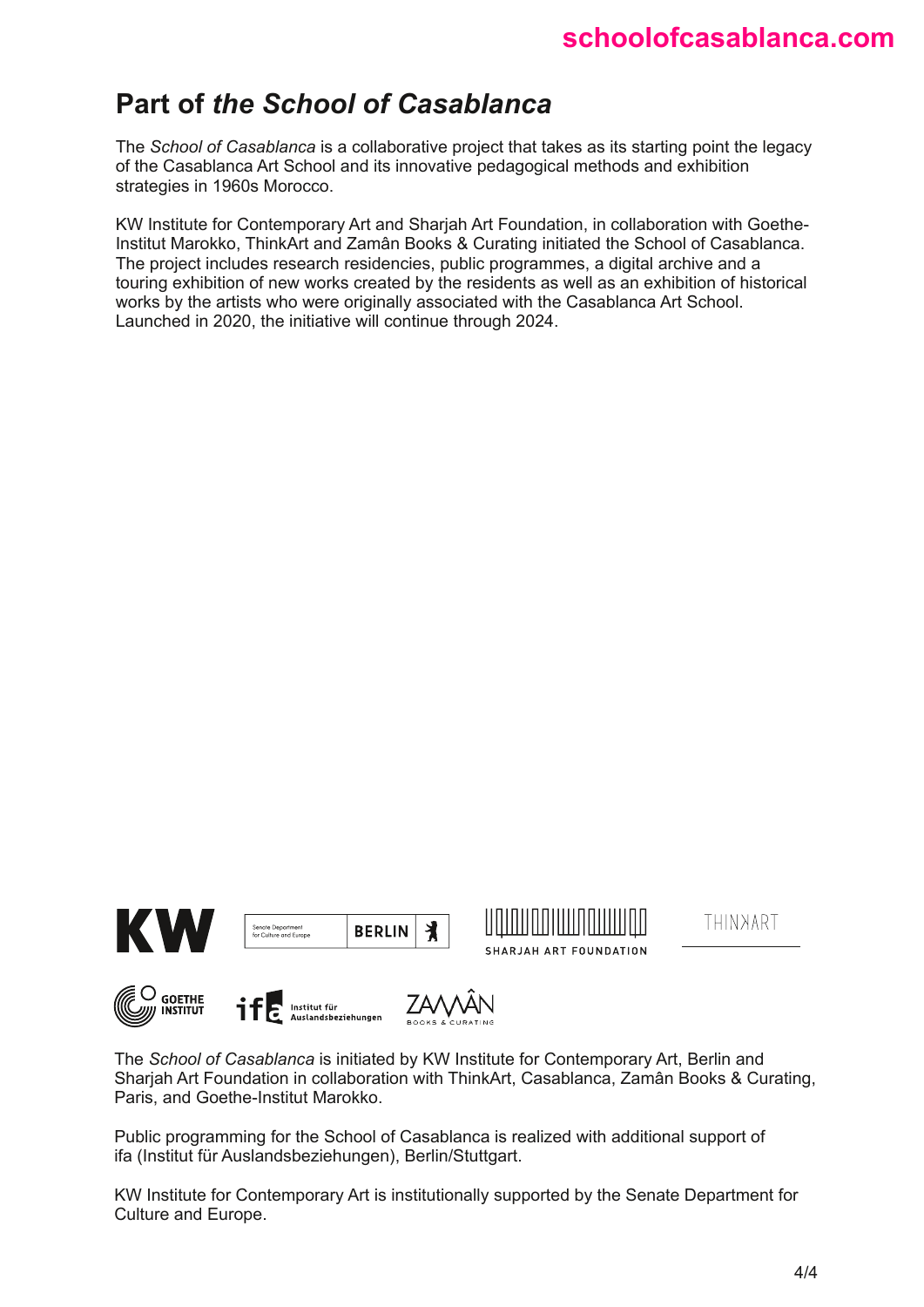## Part of *the School of Casablanca*

The *School of Casablanca* is a collaborative project that takes as its starting point the legacy of the Casablanca Art School and its innovative pedagogical methods and exhibition strategies in 1960s Morocco.

KW Institute for Contemporary Art and Sharjah Art Foundation, in collaboration with Goethe-Institut Marokko, ThinkArt and Zamân Books & Curating initiated the School of Casablanca. The project includes research residencies, public programmes, a digital archive and a touring exhibition of new works created by the residents as well as an exhibition of historical works by the artists who were originally associated with the Casablanca Art School. Launched in 2020, the initiative will continue through 2024.

The *School of Casablanca* is initiated by KW Institute for Contemporary Art, Berlin and Sharjah Art Foundation in collaboration with ThinkArt, Casablanca, Zamân Books & Curating, Paris, and Goethe-Institut Marokko.

Public programming for the School of Casablanca is realized with additional support of ifa (Institut für Auslandsbeziehungen), Berlin/Stuttgart.

KW Institute for Contemporary Art is institutionally supported by the Senate Department for Culture and Europe.